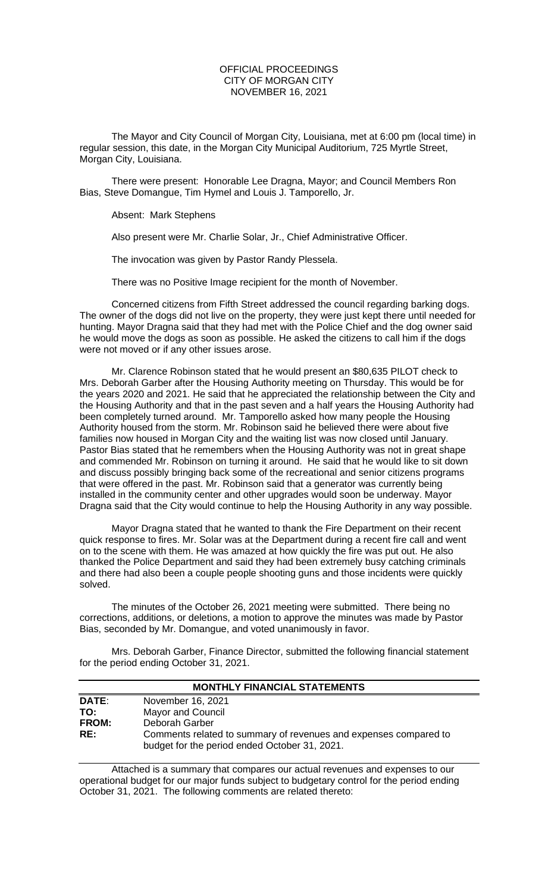OFFICIAL PROCEEDINGS
CITY OF MORGAN CITY
NOVEMBER 16, 2021

The Mayor and City Council of Morgan City, Louisiana, met at 6:00 pm (local time) in regular session, this date, in the Morgan City Municipal Auditorium, 725 Myrtle Street, Morgan City, Louisiana.

There were present: Honorable Lee Dragna, Mayor; and Council Members Ron Bias, Steve Domangue, Tim Hymel and Louis J. Tamporello, Jr.

Absent: Mark Stephens

Also present were Mr. Charlie Solar, Jr., Chief Administrative Officer.

The invocation was given by Pastor Randy Plessela.

There was no Positive Image recipient for the month of November.

Concerned citizens from Fifth Street addressed the council regarding barking dogs. The owner of the dogs did not live on the property, they were just kept there until needed for hunting. Mayor Dragna said that they had met with the Police Chief and the dog owner said he would move the dogs as soon as possible. He asked the citizens to call him if the dogs were not moved or if any other issues arose.

Mr. Clarence Robinson stated that he would present an $80,635 PILOT check to Mrs. Deborah Garber after the Housing Authority meeting on Thursday. This would be for the years 2020 and 2021. He said that he appreciated the relationship between the City and the Housing Authority and that in the past seven and a half years the Housing Authority had been completely turned around. Mr. Tamporello asked how many people the Housing Authority housed from the storm. Mr. Robinson said he believed there were about five families now housed in Morgan City and the waiting list was now closed until January. Pastor Bias stated that he remembers when the Housing Authority was not in great shape and commended Mr. Robinson on turning it around. He said that he would like to sit down and discuss possibly bringing back some of the recreational and senior citizens programs that were offered in the past. Mr. Robinson said that a generator was currently being installed in the community center and other upgrades would soon be underway. Mayor Dragna said that the City would continue to help the Housing Authority in any way possible.

Mayor Dragna stated that he wanted to thank the Fire Department on their recent quick response to fires. Mr. Solar was at the Department during a recent fire call and went on to the scene with them. He was amazed at how quickly the fire was put out. He also thanked the Police Department and said they had been extremely busy catching criminals and there had also been a couple people shooting guns and those incidents were quickly solved.

The minutes of the October 26, 2021 meeting were submitted. There being no corrections, additions, or deletions, a motion to approve the minutes was made by Pastor Bias, seconded by Mr. Domangue, and voted unanimously in favor.

Mrs. Deborah Garber, Finance Director, submitted the following financial statement for the period ending October 31, 2021.

**MONTHLY FINANCIAL STATEMENTS**

| | |
|---|---|
| **DATE**: | November 16, 2021 |
| **TO:** | Mayor and Council |
| **FROM:** | Deborah Garber |
| **RE:** | Comments related to summary of revenues and expenses compared to budget for the period ended October 31, 2021. |

Attached is a summary that compares our actual revenues and expenses to our operational budget for our major funds subject to budgetary control for the period ending October 31, 2021. The following comments are related thereto: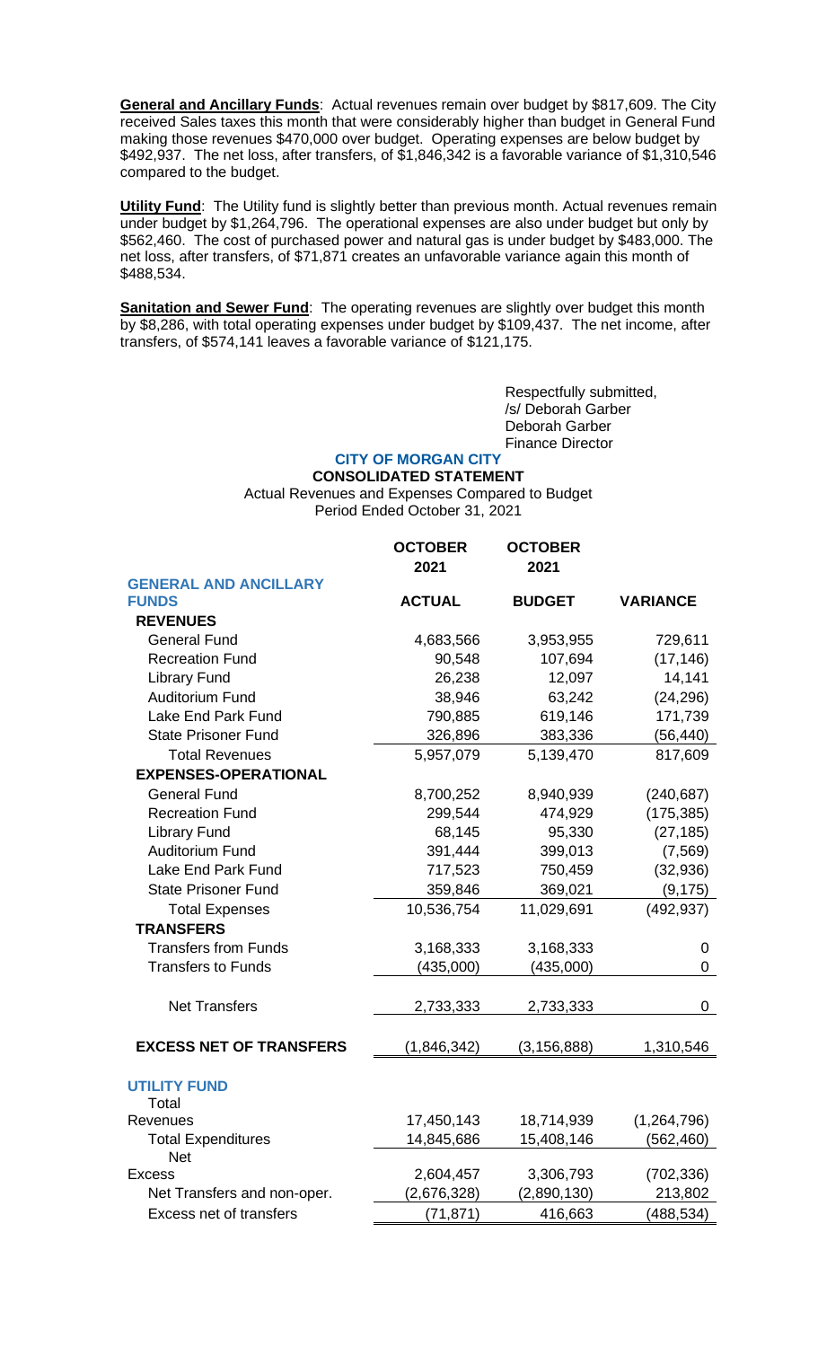**General and Ancillary Funds**: Actual revenues remain over budget by $817,609. The City received Sales taxes this month that were considerably higher than budget in General Fund making those revenues $470,000 over budget. Operating expenses are below budget by $492,937. The net loss, after transfers, of $1,846,342 is a favorable variance of $1,310,546 compared to the budget.

**Utility Fund**: The Utility fund is slightly better than previous month. Actual revenues remain under budget by $1,264,796. The operational expenses are also under budget but only by $562,460. The cost of purchased power and natural gas is under budget by $483,000. The net loss, after transfers, of $71,871 creates an unfavorable variance again this month of $488,534.

**Sanitation and Sewer Fund**: The operating revenues are slightly over budget this month by $8,286, with total operating expenses under budget by $109,437. The net income, after transfers, of $574,141 leaves a favorable variance of $121,175.

Respectfully submitted,
/s/ Deborah Garber
Deborah Garber
Finance Director

**CITY OF MORGAN CITY**
**CONSOLIDATED STATEMENT**
Actual Revenues and Expenses Compared to Budget
Period Ended October 31, 2021

| | OCTOBER 2021 | OCTOBER 2021 | |
|---|---|---|---|
| **GENERAL AND ANCILLARY FUNDS** | **ACTUAL** | **BUDGET** | **VARIANCE** |
| **REVENUES** | | | |
| General Fund | 4,683,566 | 3,953,955 | 729,611 |
| Recreation Fund | 90,548 | 107,694 | (17,146) |
| Library Fund | 26,238 | 12,097 | 14,141 |
| Auditorium Fund | 38,946 | 63,242 | (24,296) |
| Lake End Park Fund | 790,885 | 619,146 | 171,739 |
| State Prisoner Fund | 326,896 | 383,336 | (56,440) |
| Total Revenues | 5,957,079 | 5,139,470 | 817,609 |
| **EXPENSES-OPERATIONAL** | | | |
| General Fund | 8,700,252 | 8,940,939 | (240,687) |
| Recreation Fund | 299,544 | 474,929 | (175,385) |
| Library Fund | 68,145 | 95,330 | (27,185) |
| Auditorium Fund | 391,444 | 399,013 | (7,569) |
| Lake End Park Fund | 717,523 | 750,459 | (32,936) |
| State Prisoner Fund | 359,846 | 369,021 | (9,175) |
| Total Expenses | 10,536,754 | 11,029,691 | (492,937) |
| **TRANSFERS** | | | |
| Transfers from Funds | 3,168,333 | 3,168,333 | 0 |
| Transfers to Funds | (435,000) | (435,000) | 0 |
| Net Transfers | 2,733,333 | 2,733,333 | 0 |
| **EXCESS NET OF TRANSFERS** | (1,846,342) | (3,156,888) | 1,310,546 |
| **UTILITY FUND** | | | |
| Total Revenues | 17,450,143 | 18,714,939 | (1,264,796) |
| Total Expenditures | 14,845,686 | 15,408,146 | (562,460) |
| Net Excess | 2,604,457 | 3,306,793 | (702,336) |
| Net Transfers and non-oper. | (2,676,328) | (2,890,130) | 213,802 |
| Excess net of transfers | (71,871) | 416,663 | (488,534) |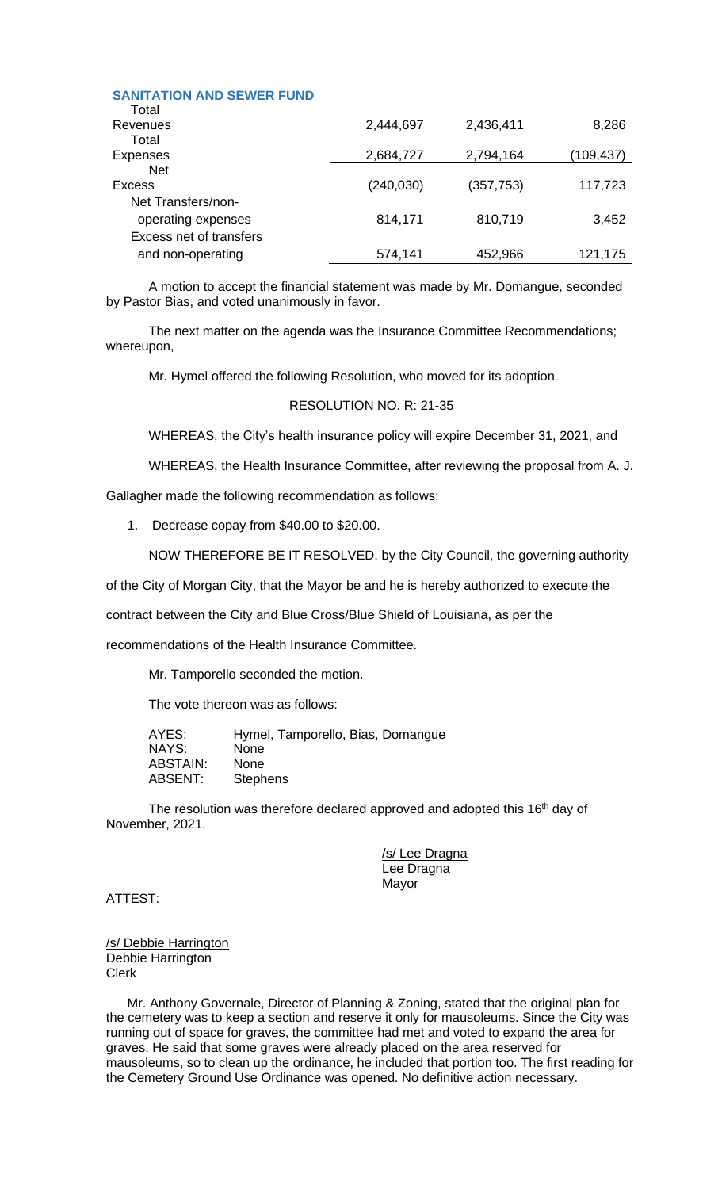**SANITATION AND SEWER FUND**

| | | | |
|---|---|---|---|
| Total Revenues | 2,444,697 | 2,436,411 | 8,286 |
| Total Expenses | 2,684,727 | 2,794,164 | (109,437) |
| Net Excess | (240,030) | (357,753) | 117,723 |
| Net Transfers/non-operating expenses | 814,171 | 810,719 | 3,452 |
| Excess net of transfers and non-operating | 574,141 | 452,966 | 121,175 |

A motion to accept the financial statement was made by Mr. Domangue, seconded by Pastor Bias, and voted unanimously in favor.

The next matter on the agenda was the Insurance Committee Recommendations; whereupon,

Mr. Hymel offered the following Resolution, who moved for its adoption.

RESOLUTION NO. R: 21-35

WHEREAS, the City's health insurance policy will expire December 31, 2021, and

WHEREAS, the Health Insurance Committee, after reviewing the proposal from A. J. Gallagher made the following recommendation as follows:

1. Decrease copay from $40.00 to $20.00.

NOW THEREFORE BE IT RESOLVED, by the City Council, the governing authority of the City of Morgan City, that the Mayor be and he is hereby authorized to execute the contract between the City and Blue Cross/Blue Shield of Louisiana, as per the recommendations of the Health Insurance Committee.

Mr. Tamporello seconded the motion.

The vote thereon was as follows:

AYES: Hymel, Tamporello, Bias, Domangue
NAYS: None
ABSTAIN: None
ABSENT: Stephens

The resolution was therefore declared approved and adopted this 16th day of November, 2021.

/s/ Lee Dragna
Lee Dragna
Mayor

ATTEST:

/s/ Debbie Harrington
Debbie Harrington
Clerk

Mr. Anthony Governale, Director of Planning & Zoning, stated that the original plan for the cemetery was to keep a section and reserve it only for mausoleums. Since the City was running out of space for graves, the committee had met and voted to expand the area for graves. He said that some graves were already placed on the area reserved for mausoleums, so to clean up the ordinance, he included that portion too. The first reading for the Cemetery Ground Use Ordinance was opened. No definitive action necessary.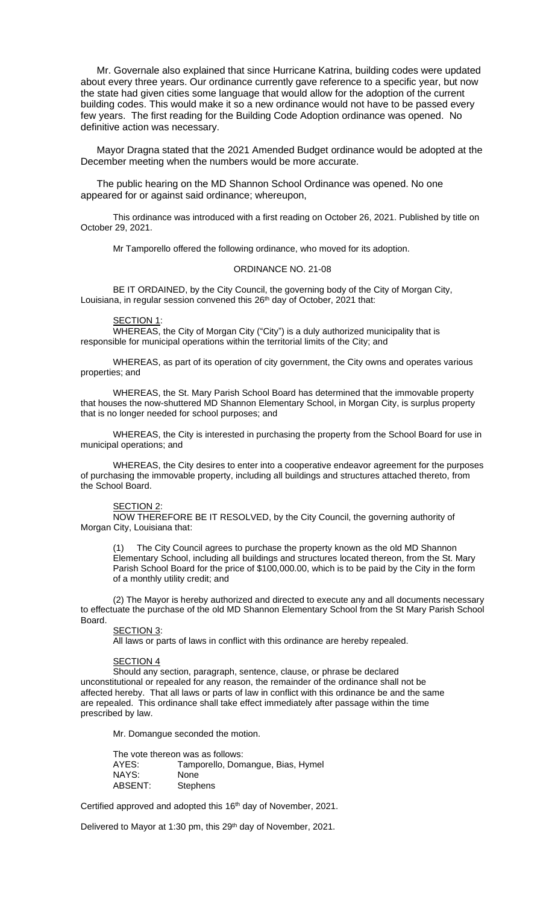Mr. Governale also explained that since Hurricane Katrina, building codes were updated about every three years. Our ordinance currently gave reference to a specific year, but now the state had given cities some language that would allow for the adoption of the current building codes. This would make it so a new ordinance would not have to be passed every few years. The first reading for the Building Code Adoption ordinance was opened. No definitive action was necessary.

Mayor Dragna stated that the 2021 Amended Budget ordinance would be adopted at the December meeting when the numbers would be more accurate.

The public hearing on the MD Shannon School Ordinance was opened. No one appeared for or against said ordinance; whereupon,

This ordinance was introduced with a first reading on October 26, 2021. Published by title on October 29, 2021.

Mr Tamporello offered the following ordinance, who moved for its adoption.

ORDINANCE NO. 21-08

BE IT ORDAINED, by the City Council, the governing body of the City of Morgan City, Louisiana, in regular session convened this 26th day of October, 2021 that:

SECTION 1:

WHEREAS, the City of Morgan City ("City") is a duly authorized municipality that is responsible for municipal operations within the territorial limits of the City; and

WHEREAS, as part of its operation of city government, the City owns and operates various properties; and

WHEREAS, the St. Mary Parish School Board has determined that the immovable property that houses the now-shuttered MD Shannon Elementary School, in Morgan City, is surplus property that is no longer needed for school purposes; and

WHEREAS, the City is interested in purchasing the property from the School Board for use in municipal operations; and

WHEREAS, the City desires to enter into a cooperative endeavor agreement for the purposes of purchasing the immovable property, including all buildings and structures attached thereto, from the School Board.

SECTION 2:

NOW THEREFORE BE IT RESOLVED, by the City Council, the governing authority of Morgan City, Louisiana that:

(1) The City Council agrees to purchase the property known as the old MD Shannon Elementary School, including all buildings and structures located thereon, from the St. Mary Parish School Board for the price of $100,000.00, which is to be paid by the City in the form of a monthly utility credit; and

(2) The Mayor is hereby authorized and directed to execute any and all documents necessary to effectuate the purchase of the old MD Shannon Elementary School from the St Mary Parish School Board.

SECTION 3:

All laws or parts of laws in conflict with this ordinance are hereby repealed.

SECTION 4

Should any section, paragraph, sentence, clause, or phrase be declared unconstitutional or repealed for any reason, the remainder of the ordinance shall not be affected hereby. That all laws or parts of law in conflict with this ordinance be and the same are repealed. This ordinance shall take effect immediately after passage within the time prescribed by law.

Mr. Domangue seconded the motion.

The vote thereon was as follows:

AYES: Tamporello, Domangue, Bias, Hymel
NAYS: None
ABSENT: Stephens

Certified approved and adopted this 16th day of November, 2021.

Delivered to Mayor at 1:30 pm, this 29th day of November, 2021.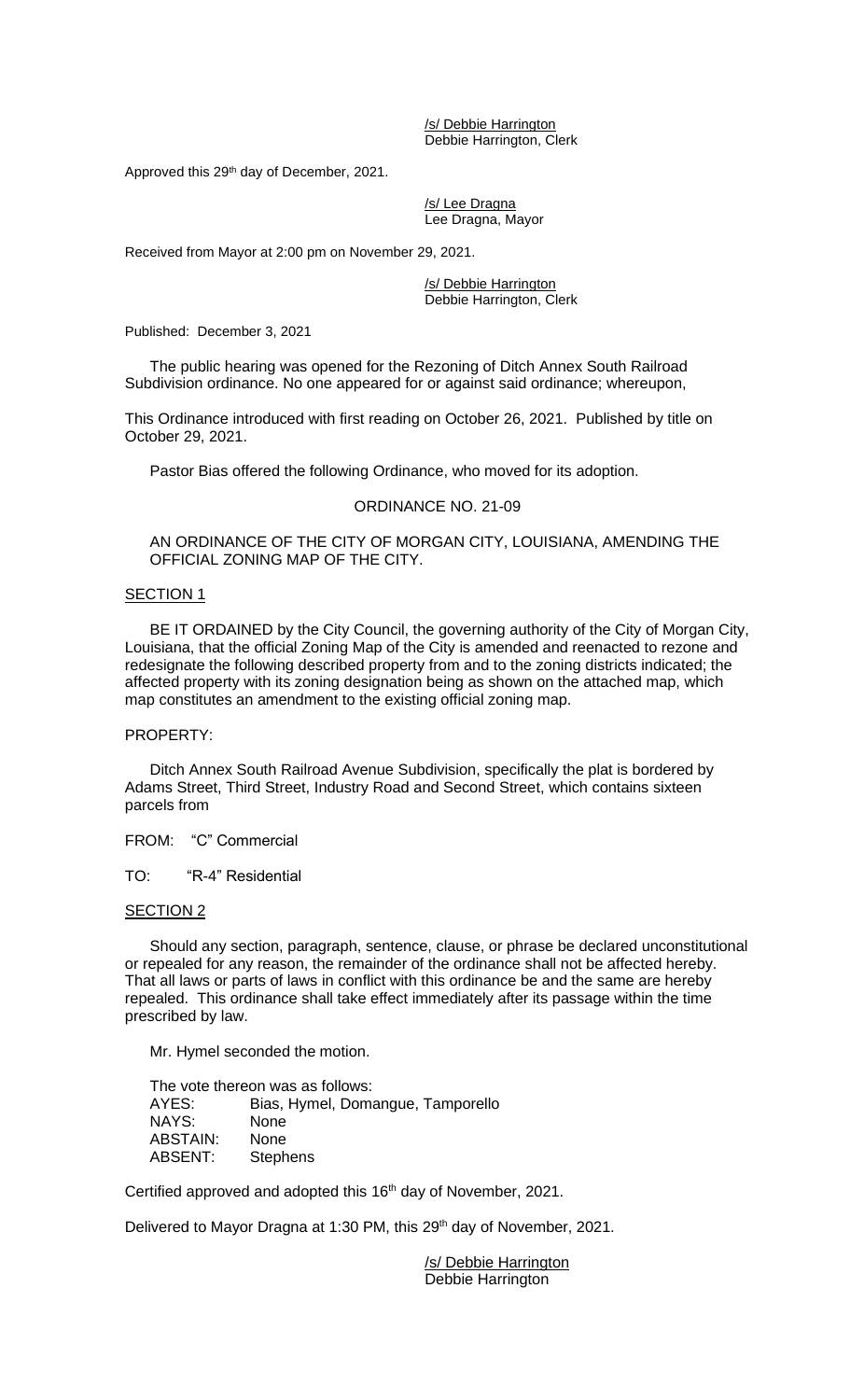/s/ Debbie Harrington
Debbie Harrington, Clerk

Approved this 29th day of December, 2021.

/s/ Lee Dragna
Lee Dragna, Mayor

Received from Mayor at 2:00 pm on November 29, 2021.

/s/ Debbie Harrington
Debbie Harrington, Clerk

Published: December 3, 2021

The public hearing was opened for the Rezoning of Ditch Annex South Railroad Subdivision ordinance. No one appeared for or against said ordinance; whereupon,

This Ordinance introduced with first reading on October 26, 2021. Published by title on October 29, 2021.

Pastor Bias offered the following Ordinance, who moved for its adoption.

ORDINANCE NO. 21-09

AN ORDINANCE OF THE CITY OF MORGAN CITY, LOUISIANA, AMENDING THE OFFICIAL ZONING MAP OF THE CITY.

SECTION 1

BE IT ORDAINED by the City Council, the governing authority of the City of Morgan City, Louisiana, that the official Zoning Map of the City is amended and reenacted to rezone and redesignate the following described property from and to the zoning districts indicated; the affected property with its zoning designation being as shown on the attached map, which map constitutes an amendment to the existing official zoning map.

PROPERTY:

Ditch Annex South Railroad Avenue Subdivision, specifically the plat is bordered by Adams Street, Third Street, Industry Road and Second Street, which contains sixteen parcels from

FROM: "C" Commercial

TO: "R-4" Residential

SECTION 2

Should any section, paragraph, sentence, clause, or phrase be declared unconstitutional or repealed for any reason, the remainder of the ordinance shall not be affected hereby. That all laws or parts of laws in conflict with this ordinance be and the same are hereby repealed. This ordinance shall take effect immediately after its passage within the time prescribed by law.

Mr. Hymel seconded the motion.

The vote thereon was as follows:

AYES: Bias, Hymel, Domangue, Tamporello
NAYS: None
ABSTAIN: None
ABSENT: Stephens

Certified approved and adopted this 16th day of November, 2021.

Delivered to Mayor Dragna at 1:30 PM, this 29th day of November, 2021.

/s/ Debbie Harrington
Debbie Harrington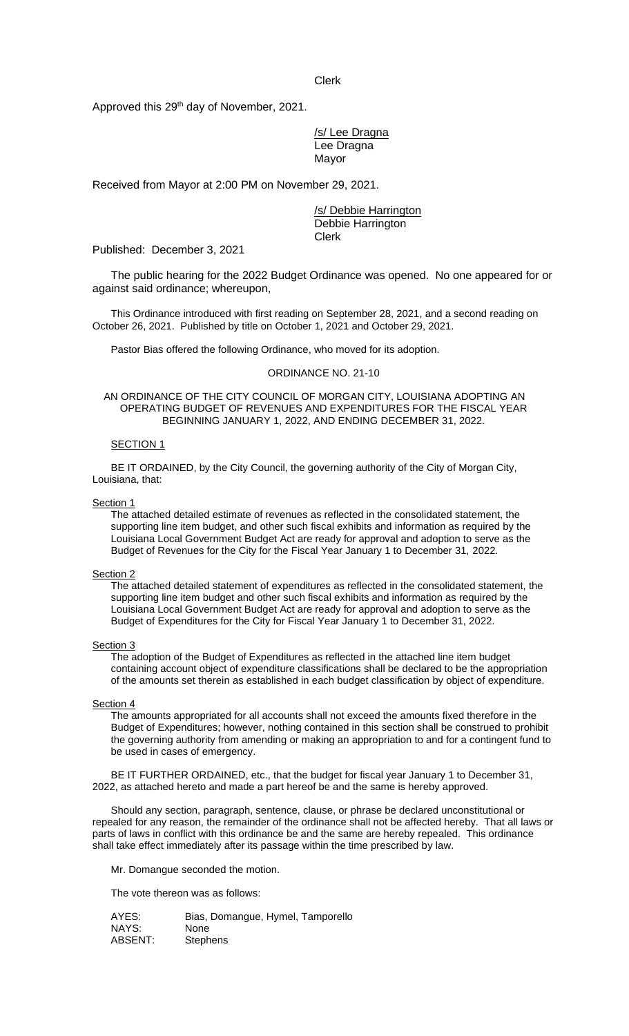Clerk

Approved this 29th day of November, 2021.

/s/ Lee Dragna
Lee Dragna
Mayor

Received from Mayor at 2:00 PM on November 29, 2021.

/s/ Debbie Harrington
Debbie Harrington
Clerk

Published: December 3, 2021

The public hearing for the 2022 Budget Ordinance was opened. No one appeared for or against said ordinance; whereupon,

This Ordinance introduced with first reading on September 28, 2021, and a second reading on October 26, 2021. Published by title on October 1, 2021 and October 29, 2021.

Pastor Bias offered the following Ordinance, who moved for its adoption.

ORDINANCE NO. 21-10

AN ORDINANCE OF THE CITY COUNCIL OF MORGAN CITY, LOUISIANA ADOPTING AN OPERATING BUDGET OF REVENUES AND EXPENDITURES FOR THE FISCAL YEAR BEGINNING JANUARY 1, 2022, AND ENDING DECEMBER 31, 2022.

SECTION 1

BE IT ORDAINED, by the City Council, the governing authority of the City of Morgan City, Louisiana, that:

Section 1

The attached detailed estimate of revenues as reflected in the consolidated statement, the supporting line item budget, and other such fiscal exhibits and information as required by the Louisiana Local Government Budget Act are ready for approval and adoption to serve as the Budget of Revenues for the City for the Fiscal Year January 1 to December 31, 2022.

Section 2

The attached detailed statement of expenditures as reflected in the consolidated statement, the supporting line item budget and other such fiscal exhibits and information as required by the Louisiana Local Government Budget Act are ready for approval and adoption to serve as the Budget of Expenditures for the City for Fiscal Year January 1 to December 31, 2022.

Section 3

The adoption of the Budget of Expenditures as reflected in the attached line item budget containing account object of expenditure classifications shall be declared to be the appropriation of the amounts set therein as established in each budget classification by object of expenditure.

Section 4

The amounts appropriated for all accounts shall not exceed the amounts fixed therefore in the Budget of Expenditures; however, nothing contained in this section shall be construed to prohibit the governing authority from amending or making an appropriation to and for a contingent fund to be used in cases of emergency.

BE IT FURTHER ORDAINED, etc., that the budget for fiscal year January 1 to December 31, 2022, as attached hereto and made a part hereof be and the same is hereby approved.

Should any section, paragraph, sentence, clause, or phrase be declared unconstitutional or repealed for any reason, the remainder of the ordinance shall not be affected hereby. That all laws or parts of laws in conflict with this ordinance be and the same are hereby repealed. This ordinance shall take effect immediately after its passage within the time prescribed by law.

Mr. Domangue seconded the motion.

The vote thereon was as follows:

AYES: Bias, Domangue, Hymel, Tamporello
NAYS: None
ABSENT: Stephens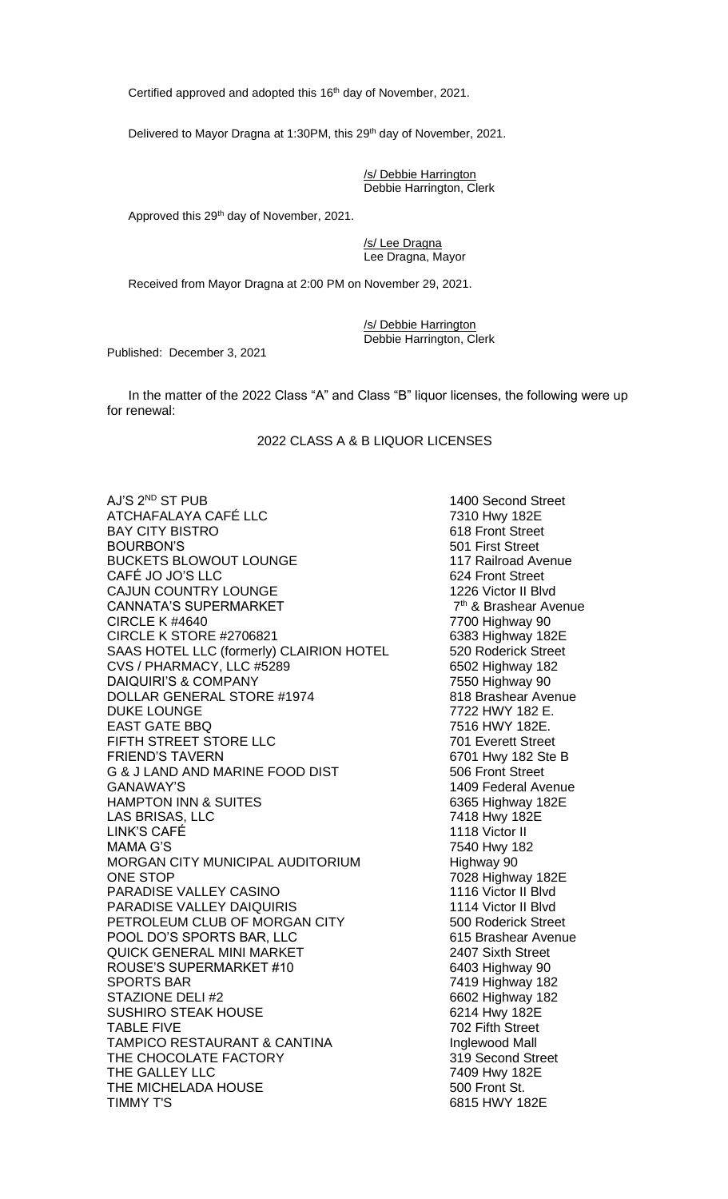Certified approved and adopted this 16th day of November, 2021.

Delivered to Mayor Dragna at 1:30PM, this 29th day of November, 2021.

/s/ Debbie Harrington
Debbie Harrington, Clerk

Approved this 29th day of November, 2021.

/s/ Lee Dragna
Lee Dragna, Mayor

Received from Mayor Dragna at 2:00 PM on November 29, 2021.

/s/ Debbie Harrington
Debbie Harrington, Clerk

Published: December 3, 2021

In the matter of the 2022 Class "A" and Class "B" liquor licenses, the following were up for renewal:

2022 CLASS A & B LIQUOR LICENSES

| | |
|---|---|
| AJ'S 2ND ST PUB | 1400 Second Street |
| ATCHAFALAYA CAFÉ LLC | 7310 Hwy 182E |
| BAY CITY BISTRO | 618 Front Street |
| BOURBON'S | 501 First Street |
| BUCKETS BLOWOUT LOUNGE | 117 Railroad Avenue |
| CAFÉ JO JO'S LLC | 624 Front Street |
| CAJUN COUNTRY LOUNGE | 1226 Victor II Blvd |
| CANNATA'S SUPERMARKET | 7th & Brashear Avenue |
| CIRCLE K #4640 | 7700 Highway 90 |
| CIRCLE K STORE #2706821 | 6383 Highway 182E |
| SAAS HOTEL LLC (formerly) CLAIRION HOTEL | 520 Roderick Street |
| CVS / PHARMACY, LLC #5289 | 6502 Highway 182 |
| DAIQUIRI'S & COMPANY | 7550 Highway 90 |
| DOLLAR GENERAL STORE #1974 | 818 Brashear Avenue |
| DUKE LOUNGE | 7722 HWY 182 E. |
| EAST GATE BBQ | 7516 HWY 182E. |
| FIFTH STREET STORE LLC | 701 Everett Street |
| FRIEND'S TAVERN | 6701 Hwy 182 Ste B |
| G & J LAND AND MARINE FOOD DIST | 506 Front Street |
| GANAWAY'S | 1409 Federal Avenue |
| HAMPTON INN & SUITES | 6365 Highway 182E |
| LAS BRISAS, LLC | 7418 Hwy 182E |
| LINK'S CAFÉ | 1118 Victor II |
| MAMA G'S | 7540 Hwy 182 |
| MORGAN CITY MUNICIPAL AUDITORIUM | Highway 90 |
| ONE STOP | 7028 Highway 182E |
| PARADISE VALLEY CASINO | 1116 Victor II Blvd |
| PARADISE VALLEY DAIQUIRIS | 1114 Victor II Blvd |
| PETROLEUM CLUB OF MORGAN CITY | 500 Roderick Street |
| POOL DO'S SPORTS BAR, LLC | 615 Brashear Avenue |
| QUICK GENERAL MINI MARKET | 2407 Sixth Street |
| ROUSE'S SUPERMARKET #10 | 6403 Highway 90 |
| SPORTS BAR | 7419 Highway 182 |
| STAZIONE DELI #2 | 6602 Highway 182 |
| SUSHIRO STEAK HOUSE | 6214 Hwy 182E |
| TABLE FIVE | 702 Fifth Street |
| TAMPICO RESTAURANT & CANTINA | Inglewood Mall |
| THE CHOCOLATE FACTORY | 319 Second Street |
| THE GALLEY LLC | 7409 Hwy 182E |
| THE MICHELADA HOUSE | 500 Front St. |
| TIMMY T'S | 6815 HWY 182E |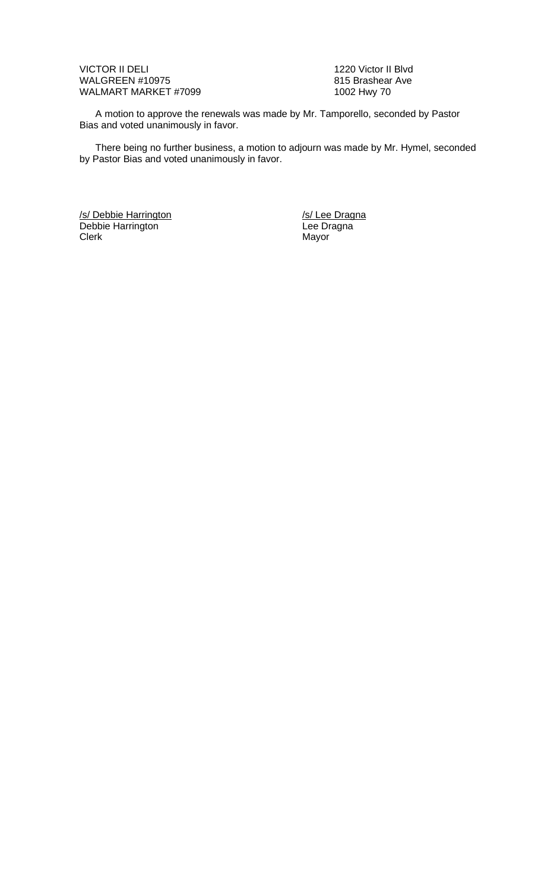| | |
|---|---|
| VICTOR II DELI | 1220 Victor II Blvd |
| WALGREEN #10975 | 815 Brashear Ave |
| WALMART MARKET #7099 | 1002 Hwy 70 |

A motion to approve the renewals was made by Mr. Tamporello, seconded by Pastor Bias and voted unanimously in favor.

There being no further business, a motion to adjourn was made by Mr. Hymel, seconded by Pastor Bias and voted unanimously in favor.

| | |
|---|---|
| /s/ Debbie Harrington | /s/ Lee Dragna |
| Debbie Harrington | Lee Dragna |
| Clerk | Mayor |